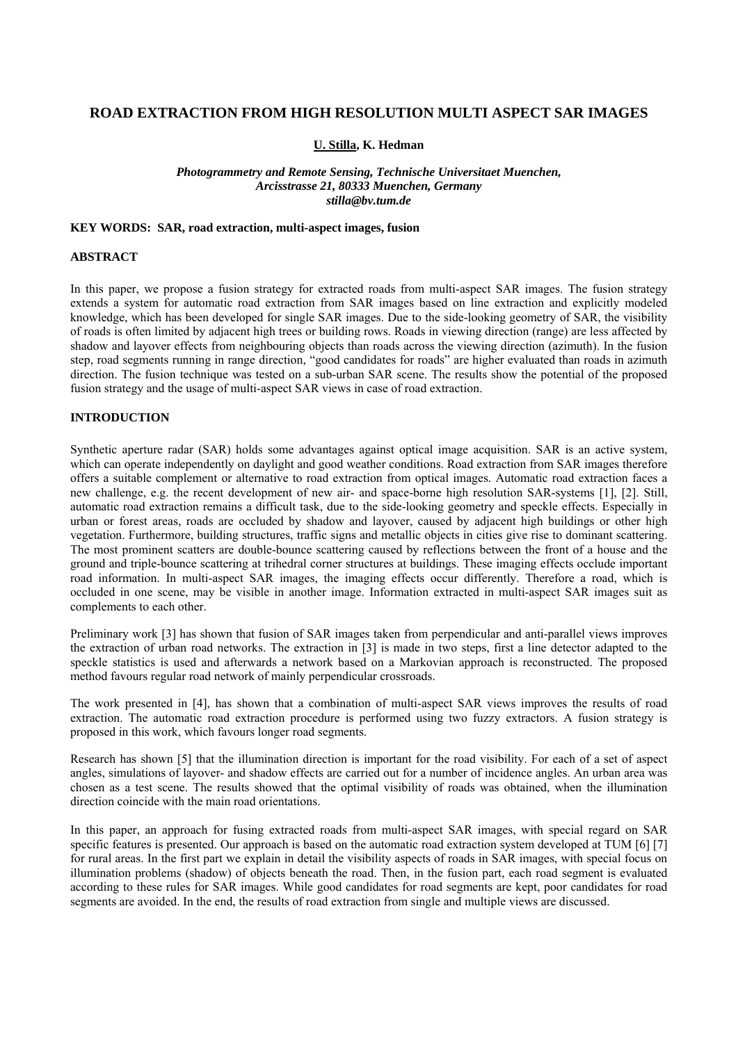# ROAD EXTRACTION FROM HIGH RESOLUTION MULTI ASPECT SAR IMAGES

**U. Stilla, K. Hedman**

***Photogrammetry and Remote Sensing, Technische Universitaet Muenchen,***
***Arcisstrasse 21, 80333 Muenchen, Germany***
***stilla@bv.tum.de***

**KEY WORDS: SAR, road extraction, multi-aspect images, fusion**

## ABSTRACT

In this paper, we propose a fusion strategy for extracted roads from multi-aspect SAR images. The fusion strategy extends a system for automatic road extraction from SAR images based on line extraction and explicitly modeled knowledge, which has been developed for single SAR images. Due to the side-looking geometry of SAR, the visibility of roads is often limited by adjacent high trees or building rows. Roads in viewing direction (range) are less affected by shadow and layover effects from neighbouring objects than roads across the viewing direction (azimuth). In the fusion step, road segments running in range direction, "good candidates for roads" are higher evaluated than roads in azimuth direction. The fusion technique was tested on a sub-urban SAR scene. The results show the potential of the proposed fusion strategy and the usage of multi-aspect SAR views in case of road extraction.

## INTRODUCTION

Synthetic aperture radar (SAR) holds some advantages against optical image acquisition. SAR is an active system, which can operate independently on daylight and good weather conditions. Road extraction from SAR images therefore offers a suitable complement or alternative to road extraction from optical images. Automatic road extraction faces a new challenge, e.g. the recent development of new air- and space-borne high resolution SAR-systems [1], [2]. Still, automatic road extraction remains a difficult task, due to the side-looking geometry and speckle effects. Especially in urban or forest areas, roads are occluded by shadow and layover, caused by adjacent high buildings or other high vegetation. Furthermore, building structures, traffic signs and metallic objects in cities give rise to dominant scattering. The most prominent scatters are double-bounce scattering caused by reflections between the front of a house and the ground and triple-bounce scattering at trihedral corner structures at buildings. These imaging effects occlude important road information. In multi-aspect SAR images, the imaging effects occur differently. Therefore a road, which is occluded in one scene, may be visible in another image. Information extracted in multi-aspect SAR images suit as complements to each other.

Preliminary work [3] has shown that fusion of SAR images taken from perpendicular and anti-parallel views improves the extraction of urban road networks. The extraction in [3] is made in two steps, first a line detector adapted to the speckle statistics is used and afterwards a network based on a Markovian approach is reconstructed. The proposed method favours regular road network of mainly perpendicular crossroads.

The work presented in [4], has shown that a combination of multi-aspect SAR views improves the results of road extraction. The automatic road extraction procedure is performed using two fuzzy extractors. A fusion strategy is proposed in this work, which favours longer road segments.

Research has shown [5] that the illumination direction is important for the road visibility. For each of a set of aspect angles, simulations of layover- and shadow effects are carried out for a number of incidence angles. An urban area was chosen as a test scene. The results showed that the optimal visibility of roads was obtained, when the illumination direction coincide with the main road orientations.

In this paper, an approach for fusing extracted roads from multi-aspect SAR images, with special regard on SAR specific features is presented. Our approach is based on the automatic road extraction system developed at TUM [6] [7] for rural areas. In the first part we explain in detail the visibility aspects of roads in SAR images, with special focus on illumination problems (shadow) of objects beneath the road. Then, in the fusion part, each road segment is evaluated according to these rules for SAR images. While good candidates for road segments are kept, poor candidates for road segments are avoided. In the end, the results of road extraction from single and multiple views are discussed.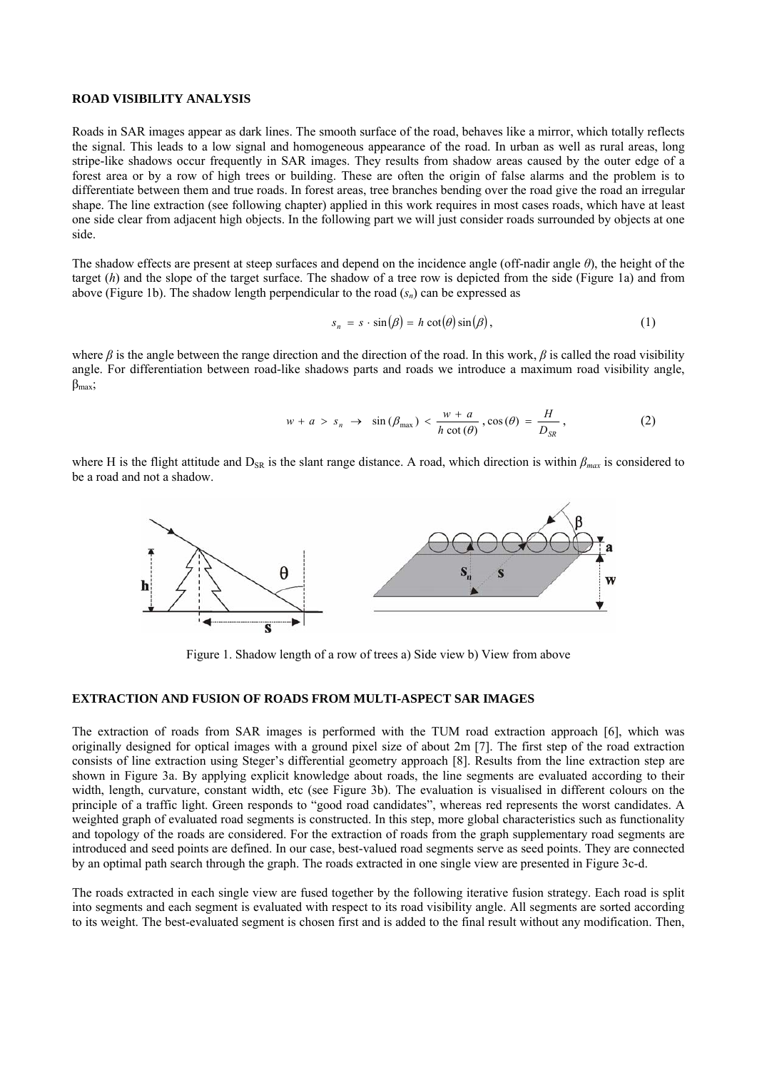## ROAD VISIBILITY ANALYSIS

Roads in SAR images appear as dark lines. The smooth surface of the road, behaves like a mirror, which totally reflects the signal. This leads to a low signal and homogeneous appearance of the road. In urban as well as rural areas, long stripe-like shadows occur frequently in SAR images. They results from shadow areas caused by the outer edge of a forest area or by a row of high trees or building. These are often the origin of false alarms and the problem is to differentiate between them and true roads. In forest areas, tree branches bending over the road give the road an irregular shape. The line extraction (see following chapter) applied in this work requires in most cases roads, which have at least one side clear from adjacent high objects. In the following part we will just consider roads surrounded by objects at one side.

The shadow effects are present at steep surfaces and depend on the incidence angle (off-nadir angle $\theta$), the height of the target ($h$) and the slope of the target surface. The shadow of a tree row is depicted from the side (Figure 1a) and from above (Figure 1b). The shadow length perpendicular to the road ($s_n$) can be expressed as

$$s_n = s \cdot \sin(\beta) = h \cot(\theta) \sin(\beta), \tag{1}$$

where $\beta$ is the angle between the range direction and the direction of the road. In this work, $\beta$ is called the road visibility angle. For differentiation between road-like shadows parts and roads we introduce a maximum road visibility angle, $\beta_{max}$;

$$w + a > s_n \rightarrow \sin(\beta_{max}) < \frac{w + a}{h \cot(\theta)}, \cos(\theta) = \frac{H}{D_{SR}}, \tag{2}$$

where H is the flight attitude and $D_{SR}$ is the slant range distance. A road, which direction is within $\beta_{max}$ is considered to be a road and not a shadow.

Figure 1. Shadow length of a row of trees a) Side view b) View from above

## EXTRACTION AND FUSION OF ROADS FROM MULTI-ASPECT SAR IMAGES

The extraction of roads from SAR images is performed with the TUM road extraction approach [6], which was originally designed for optical images with a ground pixel size of about 2m [7]. The first step of the road extraction consists of line extraction using Steger's differential geometry approach [8]. Results from the line extraction step are shown in Figure 3a. By applying explicit knowledge about roads, the line segments are evaluated according to their width, length, curvature, constant width, etc (see Figure 3b). The evaluation is visualised in different colours on the principle of a traffic light. Green responds to "good road candidates", whereas red represents the worst candidates. A weighted graph of evaluated road segments is constructed. In this step, more global characteristics such as functionality and topology of the roads are considered. For the extraction of roads from the graph supplementary road segments are introduced and seed points are defined. In our case, best-valued road segments serve as seed points. They are connected by an optimal path search through the graph. The roads extracted in one single view are presented in Figure 3c-d.

The roads extracted in each single view are fused together by the following iterative fusion strategy. Each road is split into segments and each segment is evaluated with respect to its road visibility angle. All segments are sorted according to its weight. The best-evaluated segment is chosen first and is added to the final result without any modification. Then,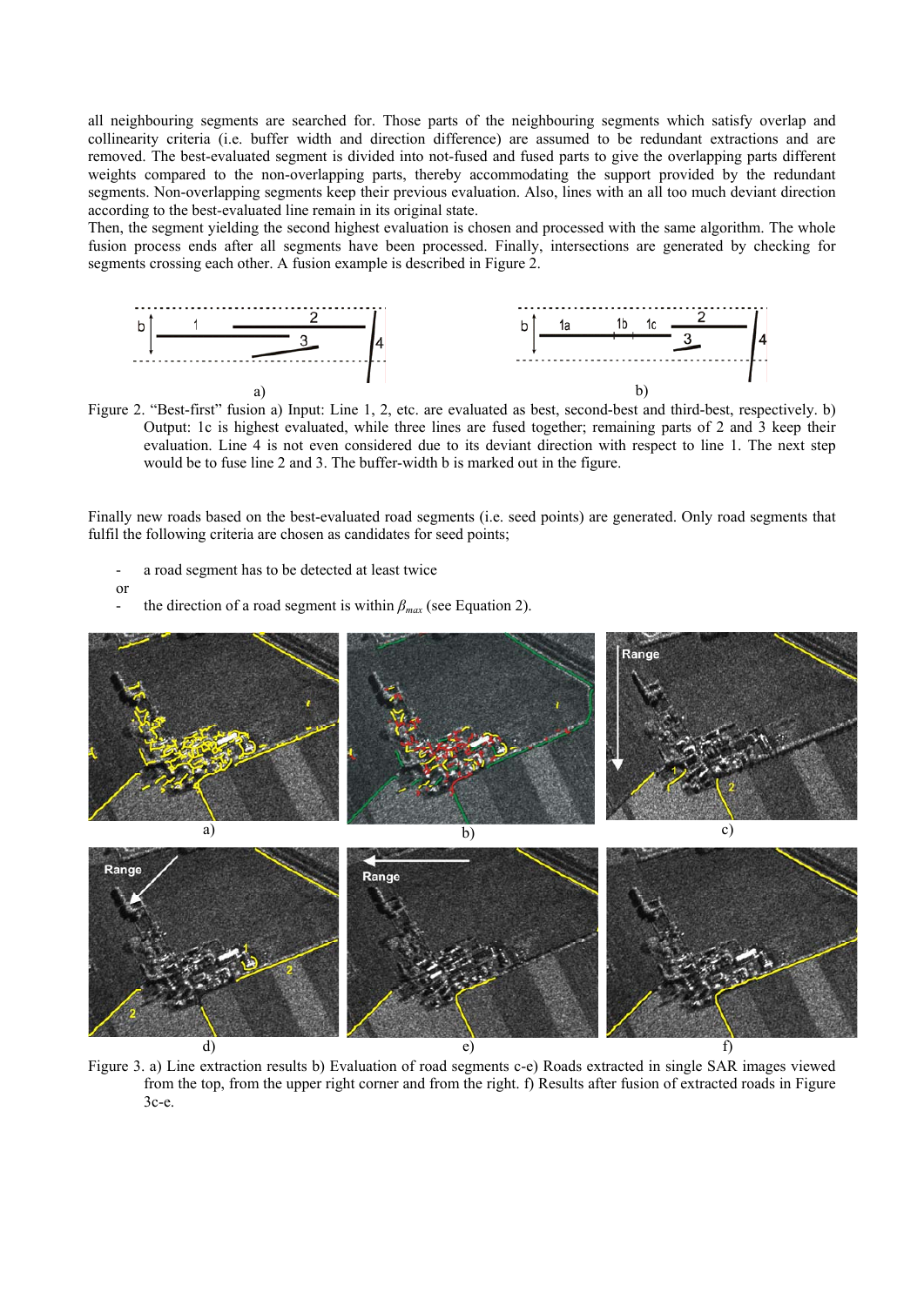all neighbouring segments are searched for. Those parts of the neighbouring segments which satisfy overlap and collinearity criteria (i.e. buffer width and direction difference) are assumed to be redundant extractions and are removed. The best-evaluated segment is divided into not-fused and fused parts to give the overlapping parts different weights compared to the non-overlapping parts, thereby accommodating the support provided by the redundant segments. Non-overlapping segments keep their previous evaluation. Also, lines with an all too much deviant direction according to the best-evaluated line remain in its original state.

Then, the segment yielding the second highest evaluation is chosen and processed with the same algorithm. The whole fusion process ends after all segments have been processed. Finally, intersections are generated by checking for segments crossing each other. A fusion example is described in Figure 2.

Figure 2. "Best-first" fusion a) Input: Line 1, 2, etc. are evaluated as best, second-best and third-best, respectively. b) Output: 1c is highest evaluated, while three lines are fused together; remaining parts of 2 and 3 keep their evaluation. Line 4 is not even considered due to its deviant direction with respect to line 1. The next step would be to fuse line 2 and 3. The buffer-width b is marked out in the figure.

Finally new roads based on the best-evaluated road segments (i.e. seed points) are generated. Only road segments that fulfil the following criteria are chosen as candidates for seed points;

- a road segment has to be detected at least twice

or

- the direction of a road segment is within $\beta_{max}$ (see Equation 2).

Figure 3. a) Line extraction results b) Evaluation of road segments c-e) Roads extracted in single SAR images viewed from the top, from the upper right corner and from the right. f) Results after fusion of extracted roads in Figure 3c-e.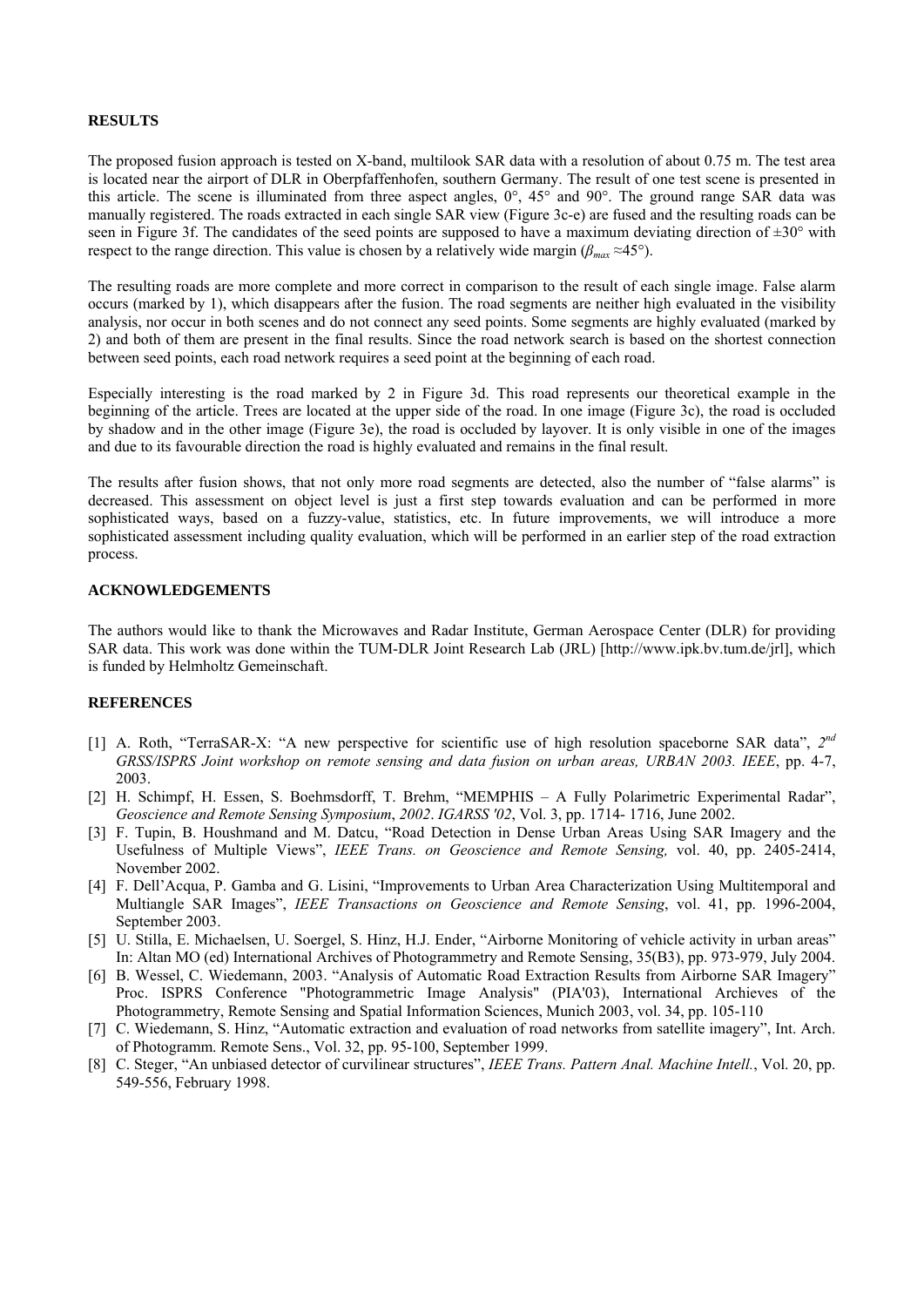## RESULTS

The proposed fusion approach is tested on X-band, multilook SAR data with a resolution of about 0.75 m. The test area is located near the airport of DLR in Oberpfaffenhofen, southern Germany. The result of one test scene is presented in this article. The scene is illuminated from three aspect angles, 0°, 45° and 90°. The ground range SAR data was manually registered. The roads extracted in each single SAR view (Figure 3c-e) are fused and the resulting roads can be seen in Figure 3f. The candidates of the seed points are supposed to have a maximum deviating direction of ±30° with respect to the range direction. This value is chosen by a relatively wide margin ($\beta_{max} \approx 45°$).

The resulting roads are more complete and more correct in comparison to the result of each single image. False alarm occurs (marked by 1), which disappears after the fusion. The road segments are neither high evaluated in the visibility analysis, nor occur in both scenes and do not connect any seed points. Some segments are highly evaluated (marked by 2) and both of them are present in the final results. Since the road network search is based on the shortest connection between seed points, each road network requires a seed point at the beginning of each road.

Especially interesting is the road marked by 2 in Figure 3d. This road represents our theoretical example in the beginning of the article. Trees are located at the upper side of the road. In one image (Figure 3c), the road is occluded by shadow and in the other image (Figure 3e), the road is occluded by layover. It is only visible in one of the images and due to its favourable direction the road is highly evaluated and remains in the final result.

The results after fusion shows, that not only more road segments are detected, also the number of "false alarms" is decreased. This assessment on object level is just a first step towards evaluation and can be performed in more sophisticated ways, based on a fuzzy-value, statistics, etc. In future improvements, we will introduce a more sophisticated assessment including quality evaluation, which will be performed in an earlier step of the road extraction process.

## ACKNOWLEDGEMENTS

The authors would like to thank the Microwaves and Radar Institute, German Aerospace Center (DLR) for providing SAR data. This work was done within the TUM-DLR Joint Research Lab (JRL) [http://www.ipk.bv.tum.de/jrl], which is funded by Helmholtz Gemeinschaft.

## REFERENCES

[1] A. Roth, "TerraSAR-X: "A new perspective for scientific use of high resolution spaceborne SAR data", *2nd GRSS/ISPRS Joint workshop on remote sensing and data fusion on urban areas, URBAN 2003. IEEE*, pp. 4-7, 2003.

[2] H. Schimpf, H. Essen, S. Boehmsdorff, T. Brehm, "MEMPHIS – A Fully Polarimetric Experimental Radar", *Geoscience and Remote Sensing Symposium*, *2002*. *IGARSS '02*, Vol. 3, pp. 1714- 1716, June 2002.

[3] F. Tupin, B. Houshmand and M. Datcu, "Road Detection in Dense Urban Areas Using SAR Imagery and the Usefulness of Multiple Views", *IEEE Trans. on Geoscience and Remote Sensing,* vol. 40, pp. 2405-2414, November 2002.

[4] F. Dell'Acqua, P. Gamba and G. Lisini, "Improvements to Urban Area Characterization Using Multitemporal and Multiangle SAR Images", *IEEE Transactions on Geoscience and Remote Sensing*, vol. 41, pp. 1996-2004, September 2003.

[5] U. Stilla, E. Michaelsen, U. Soergel, S. Hinz, H.J. Ender, "Airborne Monitoring of vehicle activity in urban areas" In: Altan MO (ed) International Archives of Photogrammetry and Remote Sensing, 35(B3), pp. 973-979, July 2004.

[6] B. Wessel, C. Wiedemann, 2003. "Analysis of Automatic Road Extraction Results from Airborne SAR Imagery" Proc. ISPRS Conference "Photogrammetric Image Analysis" (PIA'03), International Archieves of the Photogrammetry, Remote Sensing and Spatial Information Sciences, Munich 2003, vol. 34, pp. 105-110

[7] C. Wiedemann, S. Hinz, "Automatic extraction and evaluation of road networks from satellite imagery", Int. Arch. of Photogramm. Remote Sens., Vol. 32, pp. 95-100, September 1999.

[8] C. Steger, "An unbiased detector of curvilinear structures", *IEEE Trans. Pattern Anal. Machine Intell.*, Vol. 20, pp. 549-556, February 1998.